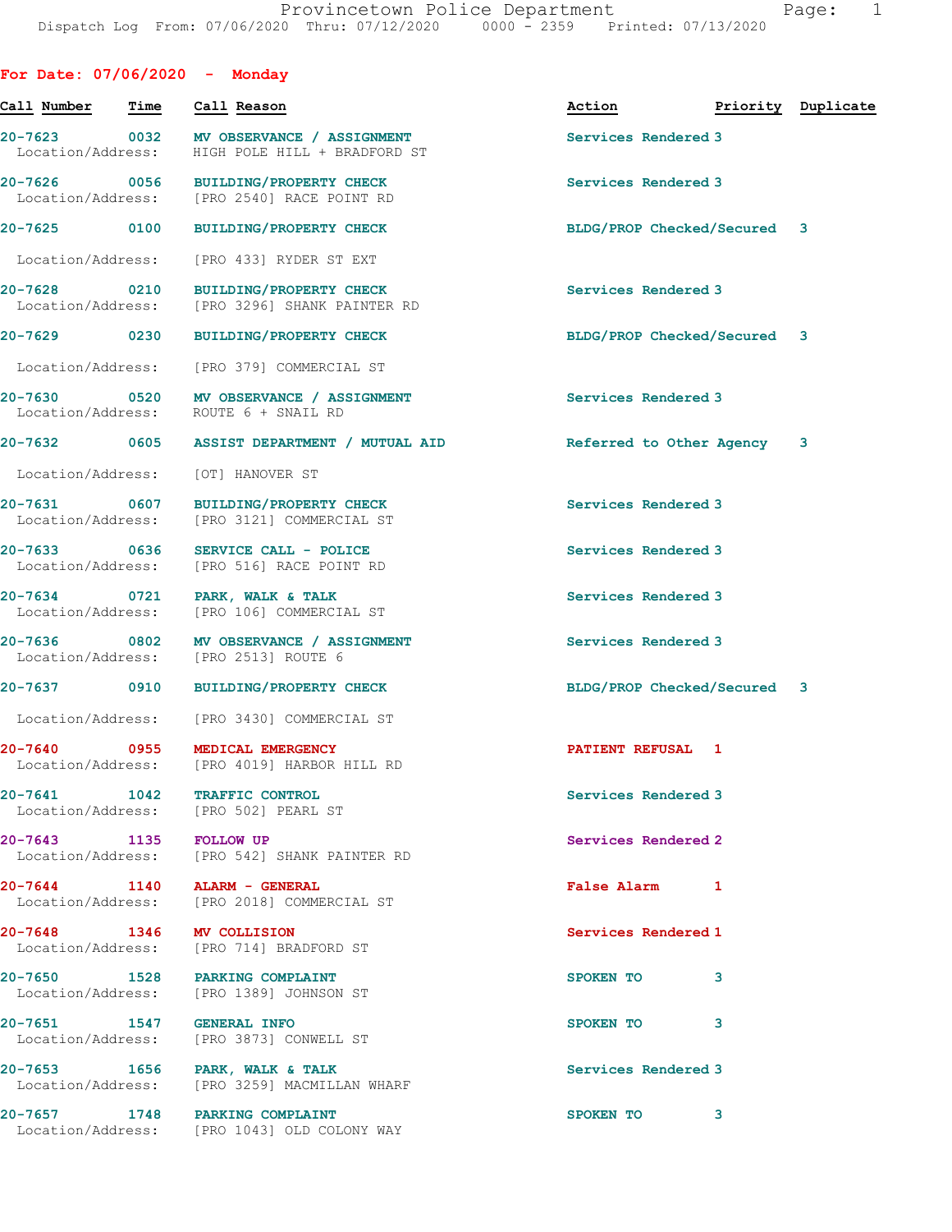Provincetown Police Department
Dispatch Log From: 07/06/2020 Thru: 07/12/2020 0000 - 2359 Printed: 07/13/2020

## For Date: 07/06/2020 - Monday

| Call Number | Time | Call Reason | Action | Priority | Duplicate |
|---|---|---|---|---|---|
| 20-7623 | 0032 | MV OBSERVANCE / ASSIGNMENT | Services Rendered | 3 | |
| Location/Address: | | HIGH POLE HILL + BRADFORD ST | | | |
| 20-7626 | 0056 | BUILDING/PROPERTY CHECK | Services Rendered | 3 | |
| Location/Address: | | [PRO 2540] RACE POINT RD | | | |
| 20-7625 | 0100 | BUILDING/PROPERTY CHECK | BLDG/PROP Checked/Secured | 3 | |
| Location/Address: | | [PRO 433] RYDER ST EXT | | | |
| 20-7628 | 0210 | BUILDING/PROPERTY CHECK | Services Rendered | 3 | |
| Location/Address: | | [PRO 3296] SHANK PAINTER RD | | | |
| 20-7629 | 0230 | BUILDING/PROPERTY CHECK | BLDG/PROP Checked/Secured | 3 | |
| Location/Address: | | [PRO 379] COMMERCIAL ST | | | |
| 20-7630 | 0520 | MV OBSERVANCE / ASSIGNMENT | Services Rendered | 3 | |
| Location/Address: | | ROUTE 6 + SNAIL RD | | | |
| 20-7632 | 0605 | ASSIST DEPARTMENT / MUTUAL AID | Referred to Other Agency | 3 | |
| Location/Address: | | [OT] HANOVER ST | | | |
| 20-7631 | 0607 | BUILDING/PROPERTY CHECK | Services Rendered | 3 | |
| Location/Address: | | [PRO 3121] COMMERCIAL ST | | | |
| 20-7633 | 0636 | SERVICE CALL - POLICE | Services Rendered | 3 | |
| Location/Address: | | [PRO 516] RACE POINT RD | | | |
| 20-7634 | 0721 | PARK, WALK & TALK | Services Rendered | 3 | |
| Location/Address: | | [PRO 106] COMMERCIAL ST | | | |
| 20-7636 | 0802 | MV OBSERVANCE / ASSIGNMENT | Services Rendered | 3 | |
| Location/Address: | | [PRO 2513] ROUTE 6 | | | |
| 20-7637 | 0910 | BUILDING/PROPERTY CHECK | BLDG/PROP Checked/Secured | 3 | |
| Location/Address: | | [PRO 3430] COMMERCIAL ST | | | |
| 20-7640 | 0955 | MEDICAL EMERGENCY | PATIENT REFUSAL | 1 | |
| Location/Address: | | [PRO 4019] HARBOR HILL RD | | | |
| 20-7641 | 1042 | TRAFFIC CONTROL | Services Rendered | 3 | |
| Location/Address: | | [PRO 502] PEARL ST | | | |
| 20-7643 | 1135 | FOLLOW UP | Services Rendered | 2 | |
| Location/Address: | | [PRO 542] SHANK PAINTER RD | | | |
| 20-7644 | 1140 | ALARM - GENERAL | False Alarm | 1 | |
| Location/Address: | | [PRO 2018] COMMERCIAL ST | | | |
| 20-7648 | 1346 | MV COLLISION | Services Rendered | 1 | |
| Location/Address: | | [PRO 714] BRADFORD ST | | | |
| 20-7650 | 1528 | PARKING COMPLAINT | SPOKEN TO | 3 | |
| Location/Address: | | [PRO 1389] JOHNSON ST | | | |
| 20-7651 | 1547 | GENERAL INFO | SPOKEN TO | 3 | |
| Location/Address: | | [PRO 3873] CONWELL ST | | | |
| 20-7653 | 1656 | PARK, WALK & TALK | Services Rendered | 3 | |
| Location/Address: | | [PRO 3259] MACMILLAN WHARF | | | |
| 20-7657 | 1748 | PARKING COMPLAINT | SPOKEN TO | 3 | |
| Location/Address: | | [PRO 1043] OLD COLONY WAY | | | |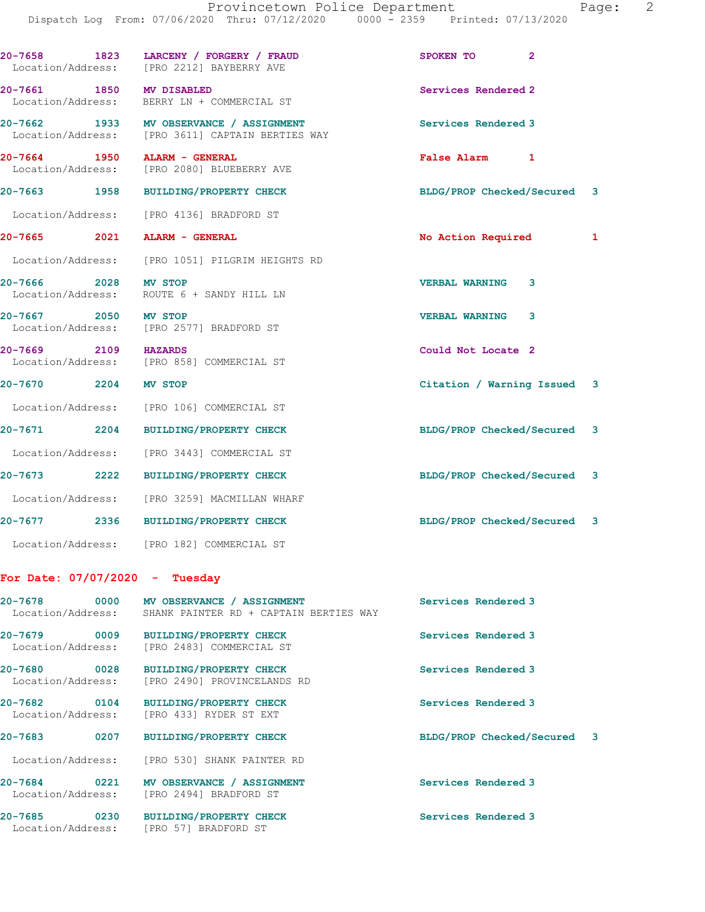20-7658 1823 LARCENY / FORGERY / FRAUD SPOKEN TO 2
Location/Address: [PRO 2212] BAYBERRY AVE

20-7661 1850 MV DISABLED Services Rendered 2
Location/Address: BERRY LN + COMMERCIAL ST

20-7662 1933 MV OBSERVANCE / ASSIGNMENT Services Rendered 3
Location/Address: [PRO 3611] CAPTAIN BERTIES WAY

20-7664 1950 ALARM - GENERAL False Alarm 1
Location/Address: [PRO 2080] BLUEBERRY AVE

20-7663 1958 BUILDING/PROPERTY CHECK BLDG/PROP Checked/Secured 3
Location/Address: [PRO 4136] BRADFORD ST

20-7665 2021 ALARM - GENERAL No Action Required 1
Location/Address: [PRO 1051] PILGRIM HEIGHTS RD

20-7666 2028 MV STOP VERBAL WARNING 3
Location/Address: ROUTE 6 + SANDY HILL LN

20-7667 2050 MV STOP VERBAL WARNING 3
Location/Address: [PRO 2577] BRADFORD ST

20-7669 2109 HAZARDS Could Not Locate 2
Location/Address: [PRO 858] COMMERCIAL ST

20-7670 2204 MV STOP Citation / Warning Issued 3
Location/Address: [PRO 106] COMMERCIAL ST

20-7671 2204 BUILDING/PROPERTY CHECK BLDG/PROP Checked/Secured 3
Location/Address: [PRO 3443] COMMERCIAL ST

20-7673 2222 BUILDING/PROPERTY CHECK BLDG/PROP Checked/Secured 3
Location/Address: [PRO 3259] MACMILLAN WHARF

20-7677 2336 BUILDING/PROPERTY CHECK BLDG/PROP Checked/Secured 3
Location/Address: [PRO 182] COMMERCIAL ST

## For Date: 07/07/2020 - Tuesday

20-7678 0000 MV OBSERVANCE / ASSIGNMENT Services Rendered 3
Location/Address: SHANK PAINTER RD + CAPTAIN BERTIES WAY

20-7679 0009 BUILDING/PROPERTY CHECK Services Rendered 3
Location/Address: [PRO 2483] COMMERCIAL ST

20-7680 0028 BUILDING/PROPERTY CHECK Services Rendered 3
Location/Address: [PRO 2490] PROVINCELANDS RD

20-7682 0104 BUILDING/PROPERTY CHECK Services Rendered 3
Location/Address: [PRO 433] RYDER ST EXT

20-7683 0207 BUILDING/PROPERTY CHECK BLDG/PROP Checked/Secured 3
Location/Address: [PRO 530] SHANK PAINTER RD

20-7684 0221 MV OBSERVANCE / ASSIGNMENT Services Rendered 3
Location/Address: [PRO 2494] BRADFORD ST

20-7685 0230 BUILDING/PROPERTY CHECK Services Rendered 3
Location/Address: [PRO 57] BRADFORD ST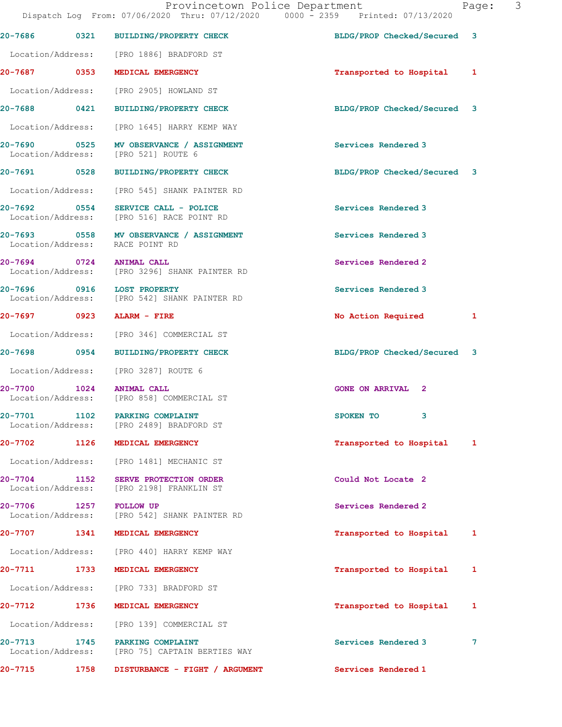Provincetown Police Department
Dispatch Log From: 07/06/2020 Thru: 07/12/2020 0000 - 2359 Printed: 07/13/2020

| Call # | Time | Call Type | Disposition | Priority |
|---|---|---|---|---|
| 20-7686 | 0321 | BUILDING/PROPERTY CHECK | BLDG/PROP Checked/Secured | 3 |
| Location/Address: [PRO 1886] BRADFORD ST | | | | |
| 20-7687 | 0353 | MEDICAL EMERGENCY | Transported to Hospital | 1 |
| Location/Address: [PRO 2905] HOWLAND ST | | | | |
| 20-7688 | 0421 | BUILDING/PROPERTY CHECK | BLDG/PROP Checked/Secured | 3 |
| Location/Address: [PRO 1645] HARRY KEMP WAY | | | | |
| 20-7690 | 0525 | MV OBSERVANCE / ASSIGNMENT | Services Rendered | 3 |
| Location/Address: [PRO 521] ROUTE 6 | | | | |
| 20-7691 | 0528 | BUILDING/PROPERTY CHECK | BLDG/PROP Checked/Secured | 3 |
| Location/Address: [PRO 545] SHANK PAINTER RD | | | | |
| 20-7692 | 0554 | SERVICE CALL - POLICE | Services Rendered | 3 |
| Location/Address: [PRO 516] RACE POINT RD | | | | |
| 20-7693 | 0558 | MV OBSERVANCE / ASSIGNMENT | Services Rendered | 3 |
| Location/Address: RACE POINT RD | | | | |
| 20-7694 | 0724 | ANIMAL CALL | Services Rendered | 2 |
| Location/Address: [PRO 3296] SHANK PAINTER RD | | | | |
| 20-7696 | 0916 | LOST PROPERTY | Services Rendered | 3 |
| Location/Address: [PRO 542] SHANK PAINTER RD | | | | |
| 20-7697 | 0923 | ALARM - FIRE | No Action Required | 1 |
| Location/Address: [PRO 346] COMMERCIAL ST | | | | |
| 20-7698 | 0954 | BUILDING/PROPERTY CHECK | BLDG/PROP Checked/Secured | 3 |
| Location/Address: [PRO 3287] ROUTE 6 | | | | |
| 20-7700 | 1024 | ANIMAL CALL | GONE ON ARRIVAL | 2 |
| Location/Address: [PRO 858] COMMERCIAL ST | | | | |
| 20-7701 | 1102 | PARKING COMPLAINT | SPOKEN TO | 3 |
| Location/Address: [PRO 2489] BRADFORD ST | | | | |
| 20-7702 | 1126 | MEDICAL EMERGENCY | Transported to Hospital | 1 |
| Location/Address: [PRO 1481] MECHANIC ST | | | | |
| 20-7704 | 1152 | SERVE PROTECTION ORDER | Could Not Locate | 2 |
| Location/Address: [PRO 2198] FRANKLIN ST | | | | |
| 20-7706 | 1257 | FOLLOW UP | Services Rendered | 2 |
| Location/Address: [PRO 542] SHANK PAINTER RD | | | | |
| 20-7707 | 1341 | MEDICAL EMERGENCY | Transported to Hospital | 1 |
| Location/Address: [PRO 440] HARRY KEMP WAY | | | | |
| 20-7711 | 1733 | MEDICAL EMERGENCY | Transported to Hospital | 1 |
| Location/Address: [PRO 733] BRADFORD ST | | | | |
| 20-7712 | 1736 | MEDICAL EMERGENCY | Transported to Hospital | 1 |
| Location/Address: [PRO 139] COMMERCIAL ST | | | | |
| 20-7713 | 1745 | PARKING COMPLAINT | Services Rendered | 3 7 |
| Location/Address: [PRO 75] CAPTAIN BERTIES WAY | | | | |
| 20-7715 | 1758 | DISTURBANCE - FIGHT / ARGUMENT | Services Rendered | 1 |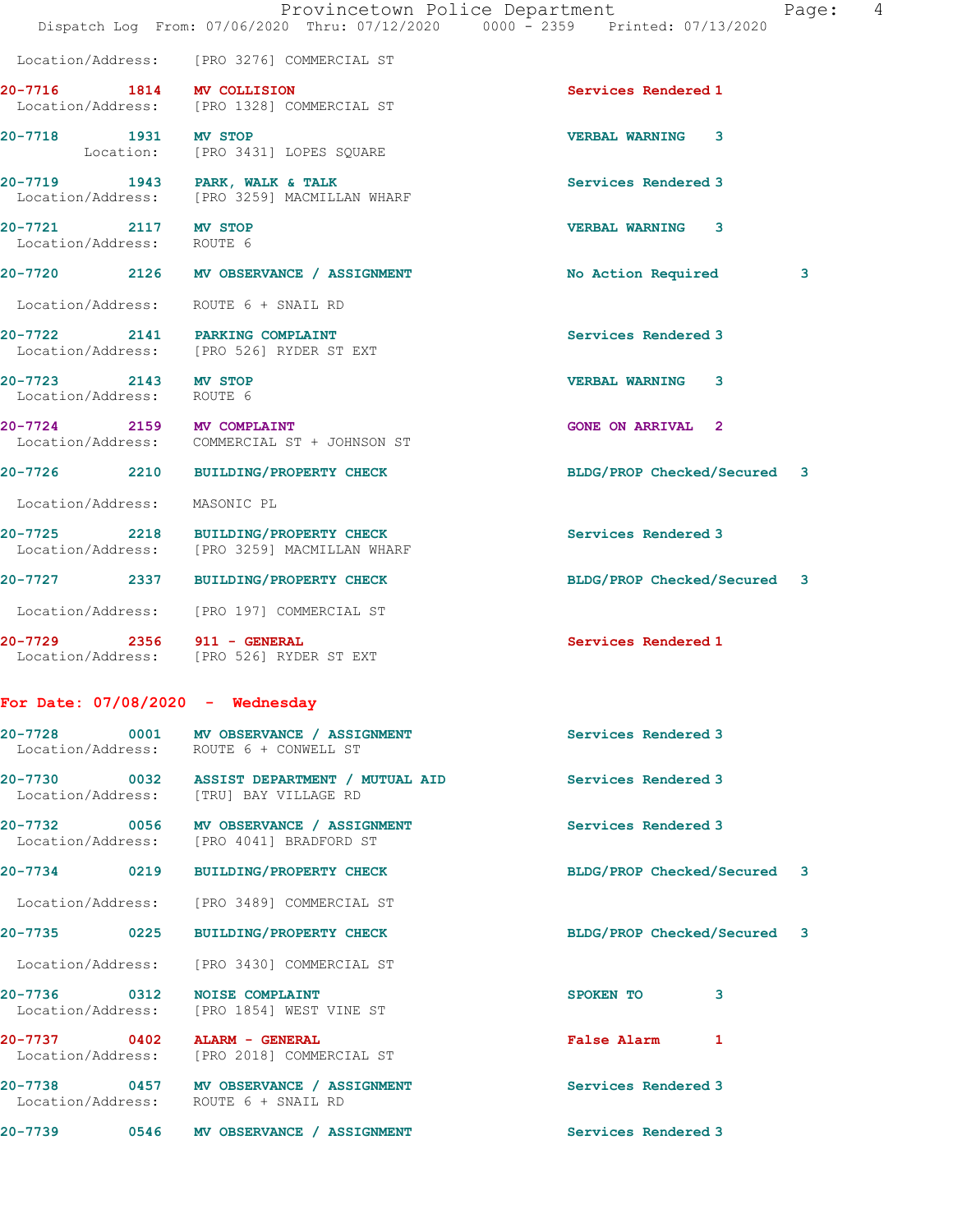Location/Address: [PRO 3276] COMMERCIAL ST

| | | | | |
|---|---|---|---|---|
| 20-7716 | 1814 | MV COLLISION | Services Rendered | 1 |
| | Location/Address: | [PRO 1328] COMMERCIAL ST | | |
| 20-7718 | 1931 | MV STOP | VERBAL WARNING | 3 |
| | Location: | [PRO 3431] LOPES SQUARE | | |
| 20-7719 | 1943 | PARK, WALK & TALK | Services Rendered | 3 |
| | Location/Address: | [PRO 3259] MACMILLAN WHARF | | |
| 20-7721 | 2117 | MV STOP | VERBAL WARNING | 3 |
| | Location/Address: | ROUTE 6 | | |
| 20-7720 | 2126 | MV OBSERVANCE / ASSIGNMENT | No Action Required | 3 |
| | Location/Address: | ROUTE 6 + SNAIL RD | | |
| 20-7722 | 2141 | PARKING COMPLAINT | Services Rendered | 3 |
| | Location/Address: | [PRO 526] RYDER ST EXT | | |
| 20-7723 | 2143 | MV STOP | VERBAL WARNING | 3 |
| | Location/Address: | ROUTE 6 | | |
| 20-7724 | 2159 | MV COMPLAINT | GONE ON ARRIVAL | 2 |
| | Location/Address: | COMMERCIAL ST + JOHNSON ST | | |
| 20-7726 | 2210 | BUILDING/PROPERTY CHECK | BLDG/PROP Checked/Secured | 3 |
| | Location/Address: | MASONIC PL | | |
| 20-7725 | 2218 | BUILDING/PROPERTY CHECK | Services Rendered | 3 |
| | Location/Address: | [PRO 3259] MACMILLAN WHARF | | |
| 20-7727 | 2337 | BUILDING/PROPERTY CHECK | BLDG/PROP Checked/Secured | 3 |
| | Location/Address: | [PRO 197] COMMERCIAL ST | | |
| 20-7729 | 2356 | 911 - GENERAL | Services Rendered | 1 |
| | Location/Address: | [PRO 526] RYDER ST EXT | | |

## For Date: 07/08/2020 - Wednesday

| | | | | |
|---|---|---|---|---|
| 20-7728 | 0001 | MV OBSERVANCE / ASSIGNMENT | Services Rendered | 3 |
| | Location/Address: | ROUTE 6 + CONWELL ST | | |
| 20-7730 | 0032 | ASSIST DEPARTMENT / MUTUAL AID | Services Rendered | 3 |
| | Location/Address: | [TRU] BAY VILLAGE RD | | |
| 20-7732 | 0056 | MV OBSERVANCE / ASSIGNMENT | Services Rendered | 3 |
| | Location/Address: | [PRO 4041] BRADFORD ST | | |
| 20-7734 | 0219 | BUILDING/PROPERTY CHECK | BLDG/PROP Checked/Secured | 3 |
| | Location/Address: | [PRO 3489] COMMERCIAL ST | | |
| 20-7735 | 0225 | BUILDING/PROPERTY CHECK | BLDG/PROP Checked/Secured | 3 |
| | Location/Address: | [PRO 3430] COMMERCIAL ST | | |
| 20-7736 | 0312 | NOISE COMPLAINT | SPOKEN TO | 3 |
| | Location/Address: | [PRO 1854] WEST VINE ST | | |
| 20-7737 | 0402 | ALARM - GENERAL | False Alarm | 1 |
| | Location/Address: | [PRO 2018] COMMERCIAL ST | | |
| 20-7738 | 0457 | MV OBSERVANCE / ASSIGNMENT | Services Rendered | 3 |
| | Location/Address: | ROUTE 6 + SNAIL RD | | |
| 20-7739 | 0546 | MV OBSERVANCE / ASSIGNMENT | Services Rendered | 3 |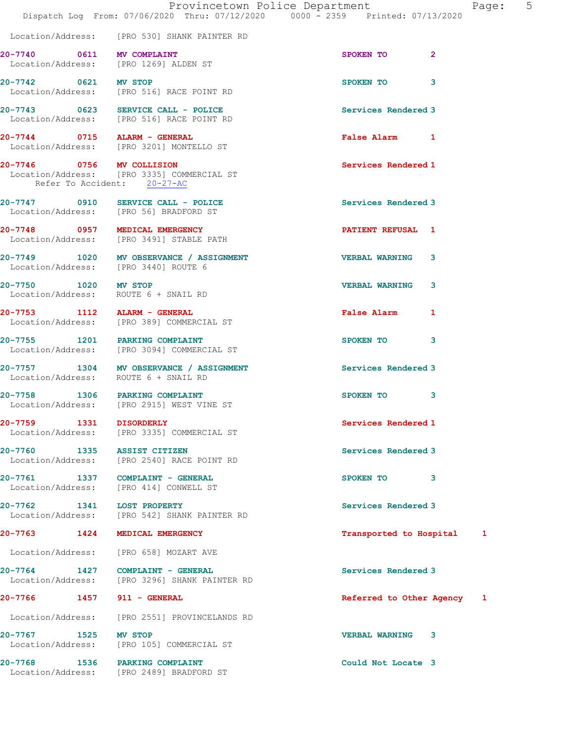Location/Address: [PRO 530] SHANK PAINTER RD

**20-7740** 0611 **MV COMPLAINT** SPOKEN TO 2
Location/Address: [PRO 1269] ALDEN ST

**20-7742** 0621 **MV STOP** SPOKEN TO 3
Location/Address: [PRO 516] RACE POINT RD

**20-7743** 0623 **SERVICE CALL - POLICE** Services Rendered 3
Location/Address: [PRO 516] RACE POINT RD

**20-7744** 0715 **ALARM - GENERAL** False Alarm 1
Location/Address: [PRO 3201] MONTELLO ST

**20-7746** 0756 **MV COLLISION** Services Rendered 1
Location/Address: [PRO 3335] COMMERCIAL ST
Refer To Accident: 20-27-AC

**20-7747** 0910 **SERVICE CALL - POLICE** Services Rendered 3
Location/Address: [PRO 56] BRADFORD ST

**20-7748** 0957 **MEDICAL EMERGENCY** PATIENT REFUSAL 1
Location/Address: [PRO 3491] STABLE PATH

**20-7749** 1020 **MV OBSERVANCE / ASSIGNMENT** VERBAL WARNING 3
Location/Address: [PRO 3440] ROUTE 6

**20-7750** 1020 **MV STOP** VERBAL WARNING 3
Location/Address: ROUTE 6 + SNAIL RD

**20-7753** 1112 **ALARM - GENERAL** False Alarm 1
Location/Address: [PRO 389] COMMERCIAL ST

**20-7755** 1201 **PARKING COMPLAINT** SPOKEN TO 3
Location/Address: [PRO 3094] COMMERCIAL ST

**20-7757** 1304 **MV OBSERVANCE / ASSIGNMENT** Services Rendered 3
Location/Address: ROUTE 6 + SNAIL RD

**20-7758** 1306 **PARKING COMPLAINT** SPOKEN TO 3
Location/Address: [PRO 2915] WEST VINE ST

**20-7759** 1331 **DISORDERLY** Services Rendered 1
Location/Address: [PRO 3335] COMMERCIAL ST

**20-7760** 1335 **ASSIST CITIZEN** Services Rendered 3
Location/Address: [PRO 2540] RACE POINT RD

**20-7761** 1337 **COMPLAINT - GENERAL** SPOKEN TO 3
Location/Address: [PRO 414] CONWELL ST

**20-7762** 1341 **LOST PROPERTY** Services Rendered 3
Location/Address: [PRO 542] SHANK PAINTER RD

**20-7763** 1424 **MEDICAL EMERGENCY** Transported to Hospital 1
Location/Address: [PRO 658] MOZART AVE

**20-7764** 1427 **COMPLAINT - GENERAL** Services Rendered 3
Location/Address: [PRO 3296] SHANK PAINTER RD

**20-7766** 1457 **911 - GENERAL** Referred to Other Agency 1
Location/Address: [PRO 2551] PROVINCELANDS RD

**20-7767** 1525 **MV STOP** VERBAL WARNING 3
Location/Address: [PRO 105] COMMERCIAL ST

**20-7768** 1536 **PARKING COMPLAINT** Could Not Locate 3
Location/Address: [PRO 2489] BRADFORD ST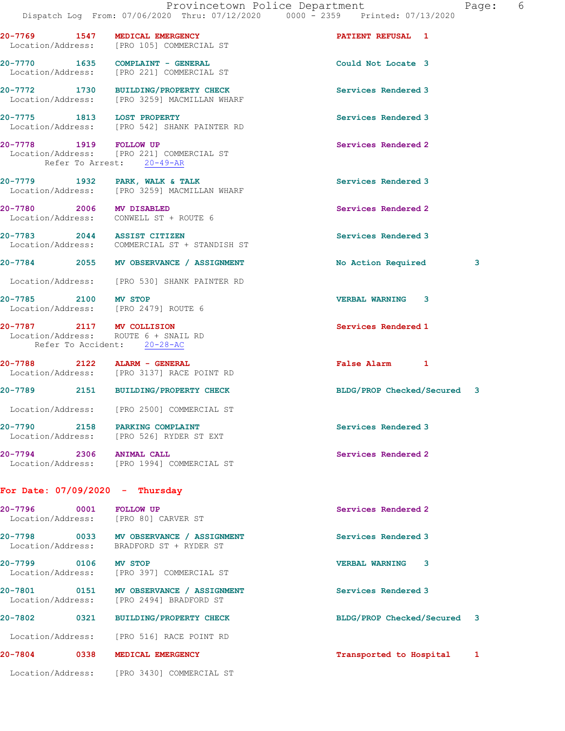20-7769 1547 MEDICAL EMERGENCY PATIENT REFUSAL 1
Location/Address: [PRO 105] COMMERCIAL ST

20-7770 1635 COMPLAINT - GENERAL Could Not Locate 3
Location/Address: [PRO 221] COMMERCIAL ST

20-7772 1730 BUILDING/PROPERTY CHECK Services Rendered 3
Location/Address: [PRO 3259] MACMILLAN WHARF

20-7775 1813 LOST PROPERTY Services Rendered 3
Location/Address: [PRO 542] SHANK PAINTER RD

20-7778 1919 FOLLOW UP Services Rendered 2
Location/Address: [PRO 221] COMMERCIAL ST
Refer To Arrest: 20-49-AR

20-7779 1932 PARK, WALK & TALK Services Rendered 3
Location/Address: [PRO 3259] MACMILLAN WHARF

20-7780 2006 MV DISABLED Services Rendered 2
Location/Address: CONWELL ST + ROUTE 6

20-7783 2044 ASSIST CITIZEN Services Rendered 3
Location/Address: COMMERCIAL ST + STANDISH ST

20-7784 2055 MV OBSERVANCE / ASSIGNMENT No Action Required 3
Location/Address: [PRO 530] SHANK PAINTER RD

20-7785 2100 MV STOP VERBAL WARNING 3
Location/Address: [PRO 2479] ROUTE 6

20-7787 2117 MV COLLISION Services Rendered 1
Location/Address: ROUTE 6 + SNAIL RD
Refer To Accident: 20-28-AC

20-7788 2122 ALARM - GENERAL False Alarm 1
Location/Address: [PRO 3137] RACE POINT RD

20-7789 2151 BUILDING/PROPERTY CHECK BLDG/PROP Checked/Secured 3
Location/Address: [PRO 2500] COMMERCIAL ST

20-7790 2158 PARKING COMPLAINT Services Rendered 3
Location/Address: [PRO 526] RYDER ST EXT

20-7794 2306 ANIMAL CALL Services Rendered 2
Location/Address: [PRO 1994] COMMERCIAL ST

**For Date: 07/09/2020 - Thursday**

20-7796 0001 FOLLOW UP Services Rendered 2
Location/Address: [PRO 80] CARVER ST

20-7798 0033 MV OBSERVANCE / ASSIGNMENT Services Rendered 3
Location/Address: BRADFORD ST + RYDER ST

20-7799 0106 MV STOP VERBAL WARNING 3
Location/Address: [PRO 397] COMMERCIAL ST

20-7801 0151 MV OBSERVANCE / ASSIGNMENT Services Rendered 3
Location/Address: [PRO 2494] BRADFORD ST

20-7802 0321 BUILDING/PROPERTY CHECK BLDG/PROP Checked/Secured 3
Location/Address: [PRO 516] RACE POINT RD

20-7804 0338 MEDICAL EMERGENCY Transported to Hospital 1
Location/Address: [PRO 3430] COMMERCIAL ST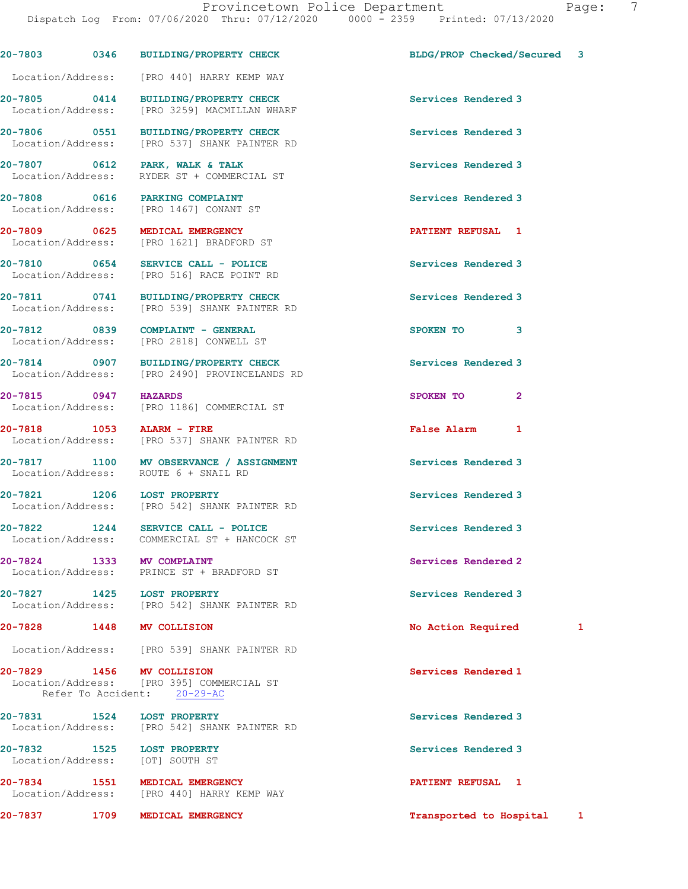20-7803 0346 BUILDING/PROPERTY CHECK BLDG/PROP Checked/Secured 3

Location/Address: [PRO 440] HARRY KEMP WAY

20-7805 0414 BUILDING/PROPERTY CHECK Services Rendered 3
Location/Address: [PRO 3259] MACMILLAN WHARF

20-7806 0551 BUILDING/PROPERTY CHECK Services Rendered 3
Location/Address: [PRO 537] SHANK PAINTER RD

20-7807 0612 PARK, WALK & TALK Services Rendered 3
Location/Address: RYDER ST + COMMERCIAL ST

20-7808 0616 PARKING COMPLAINT Services Rendered 3
Location/Address: [PRO 1467] CONANT ST

20-7809 0625 MEDICAL EMERGENCY PATIENT REFUSAL 1
Location/Address: [PRO 1621] BRADFORD ST

20-7810 0654 SERVICE CALL - POLICE Services Rendered 3
Location/Address: [PRO 516] RACE POINT RD

20-7811 0741 BUILDING/PROPERTY CHECK Services Rendered 3
Location/Address: [PRO 539] SHANK PAINTER RD

20-7812 0839 COMPLAINT - GENERAL SPOKEN TO 3
Location/Address: [PRO 2818] CONWELL ST

20-7814 0907 BUILDING/PROPERTY CHECK Services Rendered 3
Location/Address: [PRO 2490] PROVINCELANDS RD

20-7815 0947 HAZARDS SPOKEN TO 2
Location/Address: [PRO 1186] COMMERCIAL ST

20-7818 1053 ALARM - FIRE False Alarm 1
Location/Address: [PRO 537] SHANK PAINTER RD

20-7817 1100 MV OBSERVANCE / ASSIGNMENT Services Rendered 3
Location/Address: ROUTE 6 + SNAIL RD

20-7821 1206 LOST PROPERTY Services Rendered 3
Location/Address: [PRO 542] SHANK PAINTER RD

20-7822 1244 SERVICE CALL - POLICE Services Rendered 3
Location/Address: COMMERCIAL ST + HANCOCK ST

20-7824 1333 MV COMPLAINT Services Rendered 2
Location/Address: PRINCE ST + BRADFORD ST

20-7827 1425 LOST PROPERTY Services Rendered 3
Location/Address: [PRO 542] SHANK PAINTER RD

20-7828 1448 MV COLLISION No Action Required 1

Location/Address: [PRO 539] SHANK PAINTER RD

20-7829 1456 MV COLLISION Services Rendered 1
Location/Address: [PRO 395] COMMERCIAL ST
Refer To Accident: 20-29-AC

20-7831 1524 LOST PROPERTY Services Rendered 3
Location/Address: [PRO 542] SHANK PAINTER RD

20-7832 1525 LOST PROPERTY Services Rendered 3
Location/Address: [OT] SOUTH ST

20-7834 1551 MEDICAL EMERGENCY PATIENT REFUSAL 1
Location/Address: [PRO 440] HARRY KEMP WAY

20-7837 1709 MEDICAL EMERGENCY Transported to Hospital 1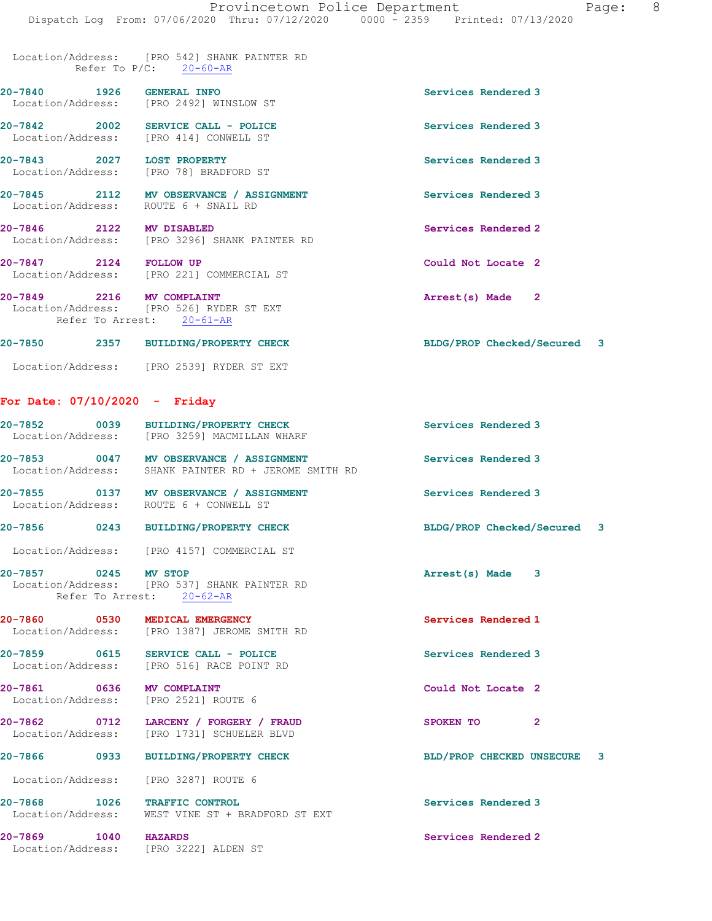Location/Address: [PRO 542] SHANK PAINTER RD
Refer To P/C: 20-60-AR

**20-7840** 1926 **GENERAL INFO** — Services Rendered 3
Location/Address: [PRO 2492] WINSLOW ST

**20-7842** 2002 **SERVICE CALL - POLICE** — Services Rendered 3
Location/Address: [PRO 414] CONWELL ST

**20-7843** 2027 **LOST PROPERTY** — Services Rendered 3
Location/Address: [PRO 78] BRADFORD ST

**20-7845** 2112 **MV OBSERVANCE / ASSIGNMENT** — Services Rendered 3
Location/Address: ROUTE 6 + SNAIL RD

**20-7846** 2122 **MV DISABLED** — Services Rendered 2
Location/Address: [PRO 3296] SHANK PAINTER RD

**20-7847** 2124 **FOLLOW UP** — Could Not Locate 2
Location/Address: [PRO 221] COMMERCIAL ST

**20-7849** 2216 **MV COMPLAINT** — Arrest(s) Made 2
Location/Address: [PRO 526] RYDER ST EXT
Refer To Arrest: 20-61-AR

**20-7850** 2357 **BUILDING/PROPERTY CHECK** — BLDG/PROP Checked/Secured 3
Location/Address: [PRO 2539] RYDER ST EXT

## For Date: 07/10/2020 - Friday

**20-7852** 0039 **BUILDING/PROPERTY CHECK** — Services Rendered 3
Location/Address: [PRO 3259] MACMILLAN WHARF

**20-7853** 0047 **MV OBSERVANCE / ASSIGNMENT** — Services Rendered 3
Location/Address: SHANK PAINTER RD + JEROME SMITH RD

**20-7855** 0137 **MV OBSERVANCE / ASSIGNMENT** — Services Rendered 3
Location/Address: ROUTE 6 + CONWELL ST

**20-7856** 0243 **BUILDING/PROPERTY CHECK** — BLDG/PROP Checked/Secured 3
Location/Address: [PRO 4157] COMMERCIAL ST

**20-7857** 0245 **MV STOP** — Arrest(s) Made 3
Location/Address: [PRO 537] SHANK PAINTER RD
Refer To Arrest: 20-62-AR

**20-7860** 0530 **MEDICAL EMERGENCY** — Services Rendered 1
Location/Address: [PRO 1387] JEROME SMITH RD

**20-7859** 0615 **SERVICE CALL - POLICE** — Services Rendered 3
Location/Address: [PRO 516] RACE POINT RD

**20-7861** 0636 **MV COMPLAINT** — Could Not Locate 2
Location/Address: [PRO 2521] ROUTE 6

**20-7862** 0712 **LARCENY / FORGERY / FRAUD** — SPOKEN TO 2
Location/Address: [PRO 1731] SCHUELER BLVD

**20-7866** 0933 **BUILDING/PROPERTY CHECK** — BLD/PROP CHECKED UNSECURE 3
Location/Address: [PRO 3287] ROUTE 6

**20-7868** 1026 **TRAFFIC CONTROL** — Services Rendered 3
Location/Address: WEST VINE ST + BRADFORD ST EXT

**20-7869** 1040 **HAZARDS** — Services Rendered 2
Location/Address: [PRO 3222] ALDEN ST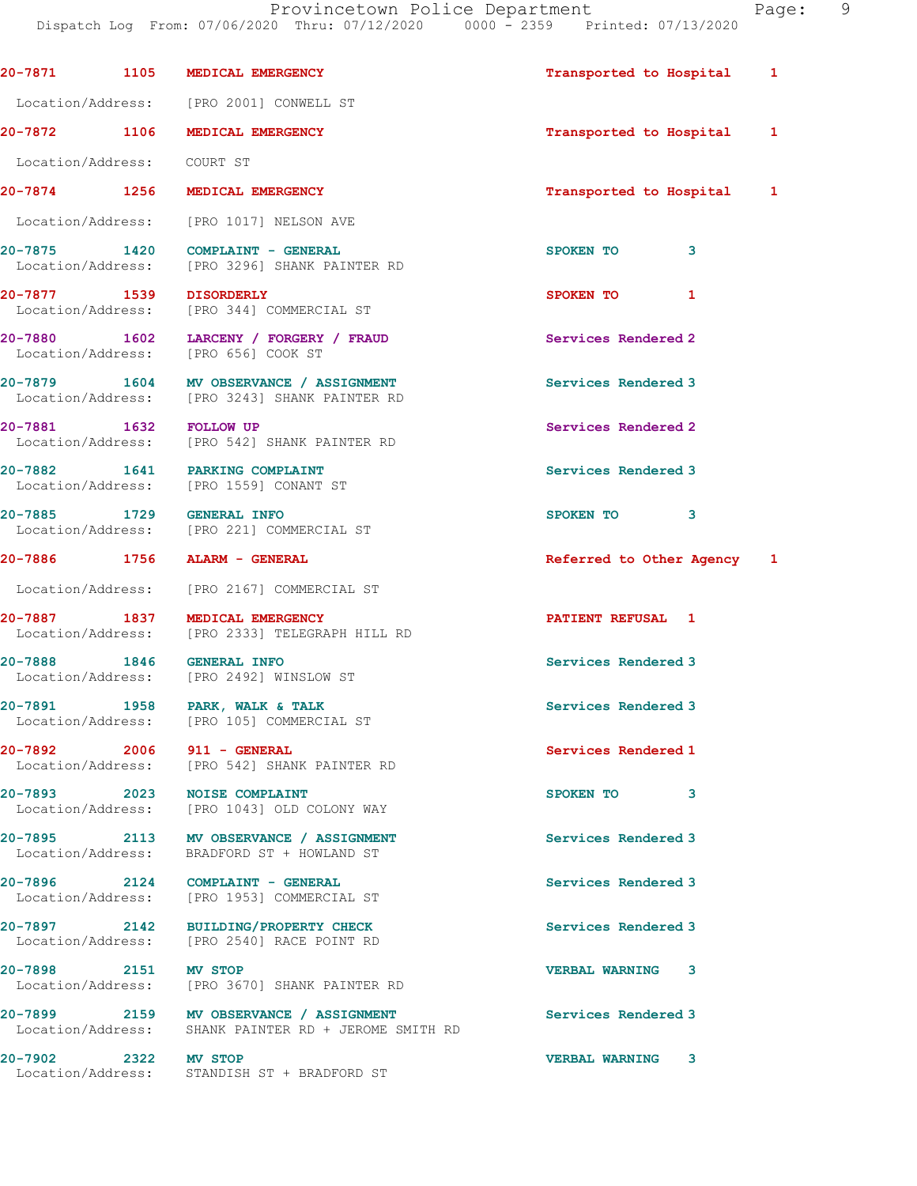20-7871 1105 MEDICAL EMERGENCY Transported to Hospital 1

Location/Address: [PRO 2001] CONWELL ST

20-7872 1106 MEDICAL EMERGENCY Transported to Hospital 1

Location/Address: COURT ST

20-7874 1256 MEDICAL EMERGENCY Transported to Hospital 1

Location/Address: [PRO 1017] NELSON AVE

20-7875 1420 COMPLAINT - GENERAL SPOKEN TO 3
Location/Address: [PRO 3296] SHANK PAINTER RD

20-7877 1539 DISORDERLY SPOKEN TO 1
Location/Address: [PRO 344] COMMERCIAL ST

20-7880 1602 LARCENY / FORGERY / FRAUD Services Rendered 2
Location/Address: [PRO 656] COOK ST

20-7879 1604 MV OBSERVANCE / ASSIGNMENT Services Rendered 3
Location/Address: [PRO 3243] SHANK PAINTER RD

20-7881 1632 FOLLOW UP Services Rendered 2
Location/Address: [PRO 542] SHANK PAINTER RD

20-7882 1641 PARKING COMPLAINT Services Rendered 3
Location/Address: [PRO 1559] CONANT ST

20-7885 1729 GENERAL INFO SPOKEN TO 3
Location/Address: [PRO 221] COMMERCIAL ST

20-7886 1756 ALARM - GENERAL Referred to Other Agency 1

Location/Address: [PRO 2167] COMMERCIAL ST

20-7887 1837 MEDICAL EMERGENCY PATIENT REFUSAL 1
Location/Address: [PRO 2333] TELEGRAPH HILL RD

20-7888 1846 GENERAL INFO Services Rendered 3
Location/Address: [PRO 2492] WINSLOW ST

20-7891 1958 PARK, WALK & TALK Services Rendered 3
Location/Address: [PRO 105] COMMERCIAL ST

20-7892 2006 911 - GENERAL Services Rendered 1
Location/Address: [PRO 542] SHANK PAINTER RD

20-7893 2023 NOISE COMPLAINT SPOKEN TO 3
Location/Address: [PRO 1043] OLD COLONY WAY

20-7895 2113 MV OBSERVANCE / ASSIGNMENT Services Rendered 3
Location/Address: BRADFORD ST + HOWLAND ST

20-7896 2124 COMPLAINT - GENERAL Services Rendered 3
Location/Address: [PRO 1953] COMMERCIAL ST

20-7897 2142 BUILDING/PROPERTY CHECK Services Rendered 3
Location/Address: [PRO 2540] RACE POINT RD

20-7898 2151 MV STOP VERBAL WARNING 3
Location/Address: [PRO 3670] SHANK PAINTER RD

20-7899 2159 MV OBSERVANCE / ASSIGNMENT Services Rendered 3
Location/Address: SHANK PAINTER RD + JEROME SMITH RD

20-7902 2322 MV STOP VERBAL WARNING 3
Location/Address: STANDISH ST + BRADFORD ST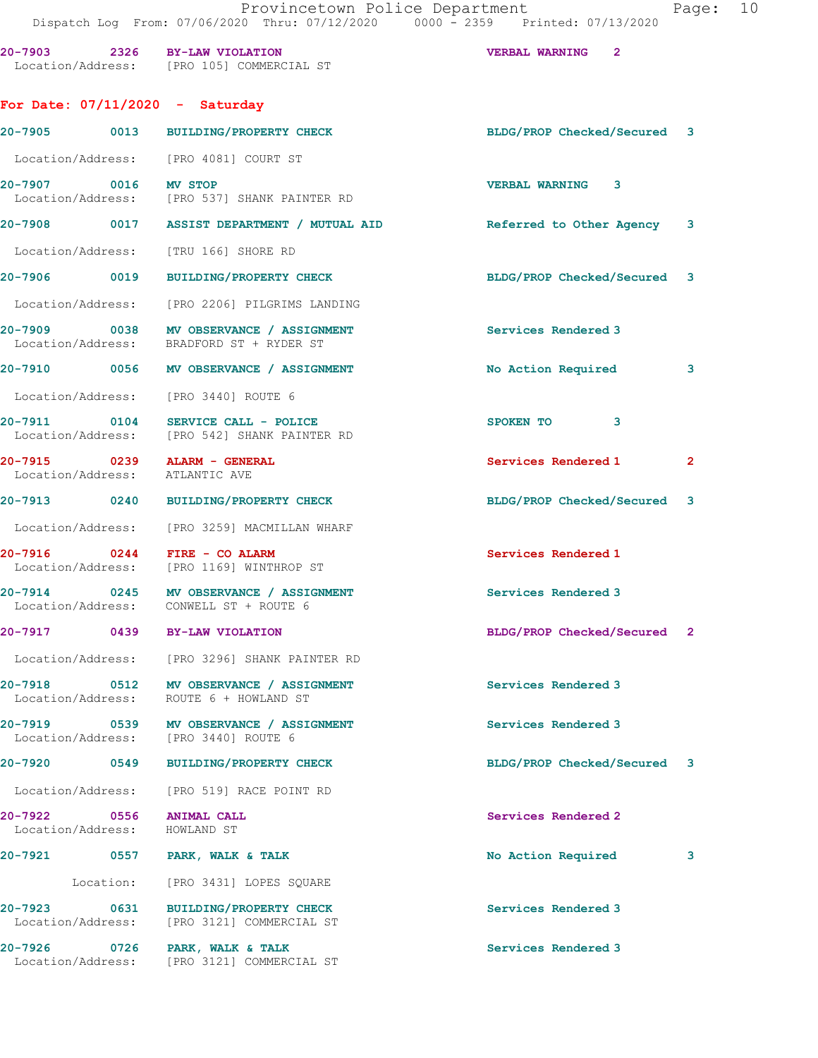20-7903 2326 BY-LAW VIOLATION VERBAL WARNING 2
Location/Address: [PRO 105] COMMERCIAL ST

**For Date: 07/11/2020 - Saturday**

20-7905 0013 BUILDING/PROPERTY CHECK BLDG/PROP Checked/Secured 3
Location/Address: [PRO 4081] COURT ST

20-7907 0016 MV STOP VERBAL WARNING 3
Location/Address: [PRO 537] SHANK PAINTER RD

20-7908 0017 ASSIST DEPARTMENT / MUTUAL AID Referred to Other Agency 3
Location/Address: [TRU 166] SHORE RD

20-7906 0019 BUILDING/PROPERTY CHECK BLDG/PROP Checked/Secured 3
Location/Address: [PRO 2206] PILGRIMS LANDING

20-7909 0038 MV OBSERVANCE / ASSIGNMENT Services Rendered 3
Location/Address: BRADFORD ST + RYDER ST

20-7910 0056 MV OBSERVANCE / ASSIGNMENT No Action Required 3
Location/Address: [PRO 3440] ROUTE 6

20-7911 0104 SERVICE CALL - POLICE SPOKEN TO 3
Location/Address: [PRO 542] SHANK PAINTER RD

20-7915 0239 ALARM - GENERAL Services Rendered 1 2
Location/Address: ATLANTIC AVE

20-7913 0240 BUILDING/PROPERTY CHECK BLDG/PROP Checked/Secured 3
Location/Address: [PRO 3259] MACMILLAN WHARF

20-7916 0244 FIRE - CO ALARM Services Rendered 1
Location/Address: [PRO 1169] WINTHROP ST

20-7914 0245 MV OBSERVANCE / ASSIGNMENT Services Rendered 3
Location/Address: CONWELL ST + ROUTE 6

20-7917 0439 BY-LAW VIOLATION BLDG/PROP Checked/Secured 2
Location/Address: [PRO 3296] SHANK PAINTER RD

20-7918 0512 MV OBSERVANCE / ASSIGNMENT Services Rendered 3
Location/Address: ROUTE 6 + HOWLAND ST

20-7919 0539 MV OBSERVANCE / ASSIGNMENT Services Rendered 3
Location/Address: [PRO 3440] ROUTE 6

20-7920 0549 BUILDING/PROPERTY CHECK BLDG/PROP Checked/Secured 3
Location/Address: [PRO 519] RACE POINT RD

20-7922 0556 ANIMAL CALL Services Rendered 2
Location/Address: HOWLAND ST

20-7921 0557 PARK, WALK & TALK No Action Required 3
Location: [PRO 3431] LOPES SQUARE

20-7923 0631 BUILDING/PROPERTY CHECK Services Rendered 3
Location/Address: [PRO 3121] COMMERCIAL ST

20-7926 0726 PARK, WALK & TALK Services Rendered 3
Location/Address: [PRO 3121] COMMERCIAL ST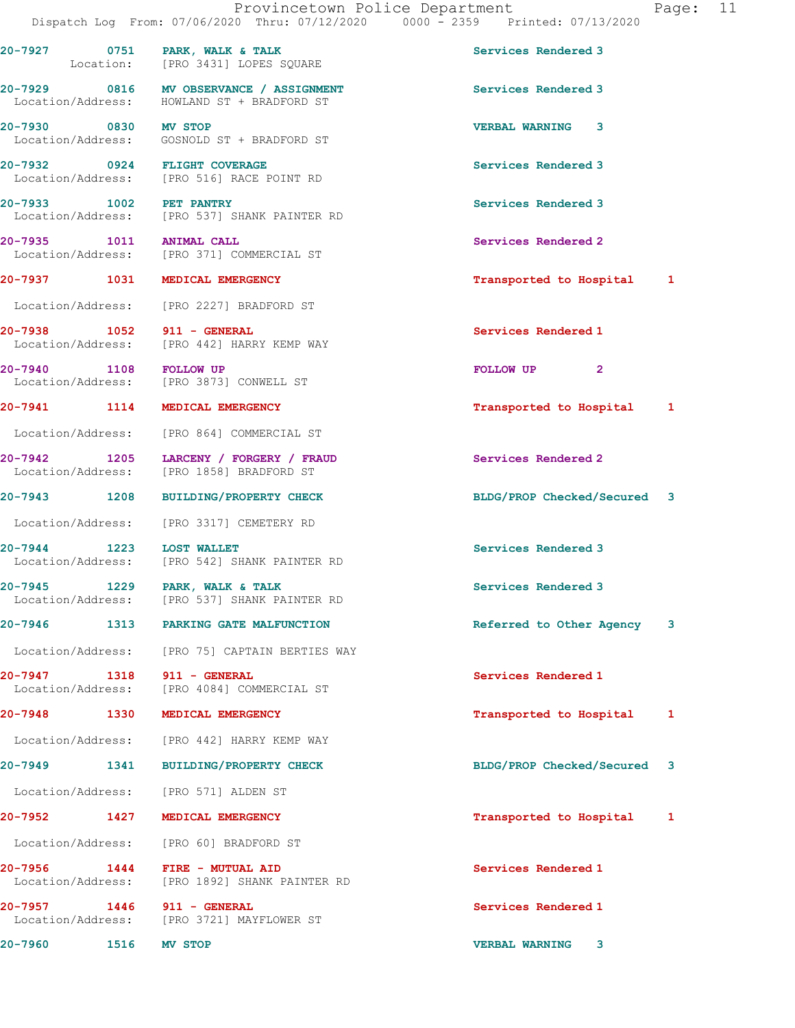20-7927 0751 PARK, WALK & TALK Services Rendered 3
Location: [PRO 3431] LOPES SQUARE

20-7929 0816 MV OBSERVANCE / ASSIGNMENT Services Rendered 3
Location/Address: HOWLAND ST + BRADFORD ST

20-7930 0830 MV STOP VERBAL WARNING 3
Location/Address: GOSNOLD ST + BRADFORD ST

20-7932 0924 FLIGHT COVERAGE Services Rendered 3
Location/Address: [PRO 516] RACE POINT RD

20-7933 1002 PET PANTRY Services Rendered 3
Location/Address: [PRO 537] SHANK PAINTER RD

20-7935 1011 ANIMAL CALL Services Rendered 2
Location/Address: [PRO 371] COMMERCIAL ST

20-7937 1031 MEDICAL EMERGENCY Transported to Hospital 1
Location/Address: [PRO 2227] BRADFORD ST

20-7938 1052 911 - GENERAL Services Rendered 1
Location/Address: [PRO 442] HARRY KEMP WAY

20-7940 1108 FOLLOW UP FOLLOW UP 2
Location/Address: [PRO 3873] CONWELL ST

20-7941 1114 MEDICAL EMERGENCY Transported to Hospital 1
Location/Address: [PRO 864] COMMERCIAL ST

20-7942 1205 LARCENY / FORGERY / FRAUD Services Rendered 2
Location/Address: [PRO 1858] BRADFORD ST

20-7943 1208 BUILDING/PROPERTY CHECK BLDG/PROP Checked/Secured 3
Location/Address: [PRO 3317] CEMETERY RD

20-7944 1223 LOST WALLET Services Rendered 3
Location/Address: [PRO 542] SHANK PAINTER RD

20-7945 1229 PARK, WALK & TALK Services Rendered 3
Location/Address: [PRO 537] SHANK PAINTER RD

20-7946 1313 PARKING GATE MALFUNCTION Referred to Other Agency 3
Location/Address: [PRO 75] CAPTAIN BERTIES WAY

20-7947 1318 911 - GENERAL Services Rendered 1
Location/Address: [PRO 4084] COMMERCIAL ST

20-7948 1330 MEDICAL EMERGENCY Transported to Hospital 1
Location/Address: [PRO 442] HARRY KEMP WAY

20-7949 1341 BUILDING/PROPERTY CHECK BLDG/PROP Checked/Secured 3
Location/Address: [PRO 571] ALDEN ST

20-7952 1427 MEDICAL EMERGENCY Transported to Hospital 1
Location/Address: [PRO 60] BRADFORD ST

20-7956 1444 FIRE - MUTUAL AID Services Rendered 1
Location/Address: [PRO 1892] SHANK PAINTER RD

20-7957 1446 911 - GENERAL Services Rendered 1
Location/Address: [PRO 3721] MAYFLOWER ST

20-7960 1516 MV STOP VERBAL WARNING 3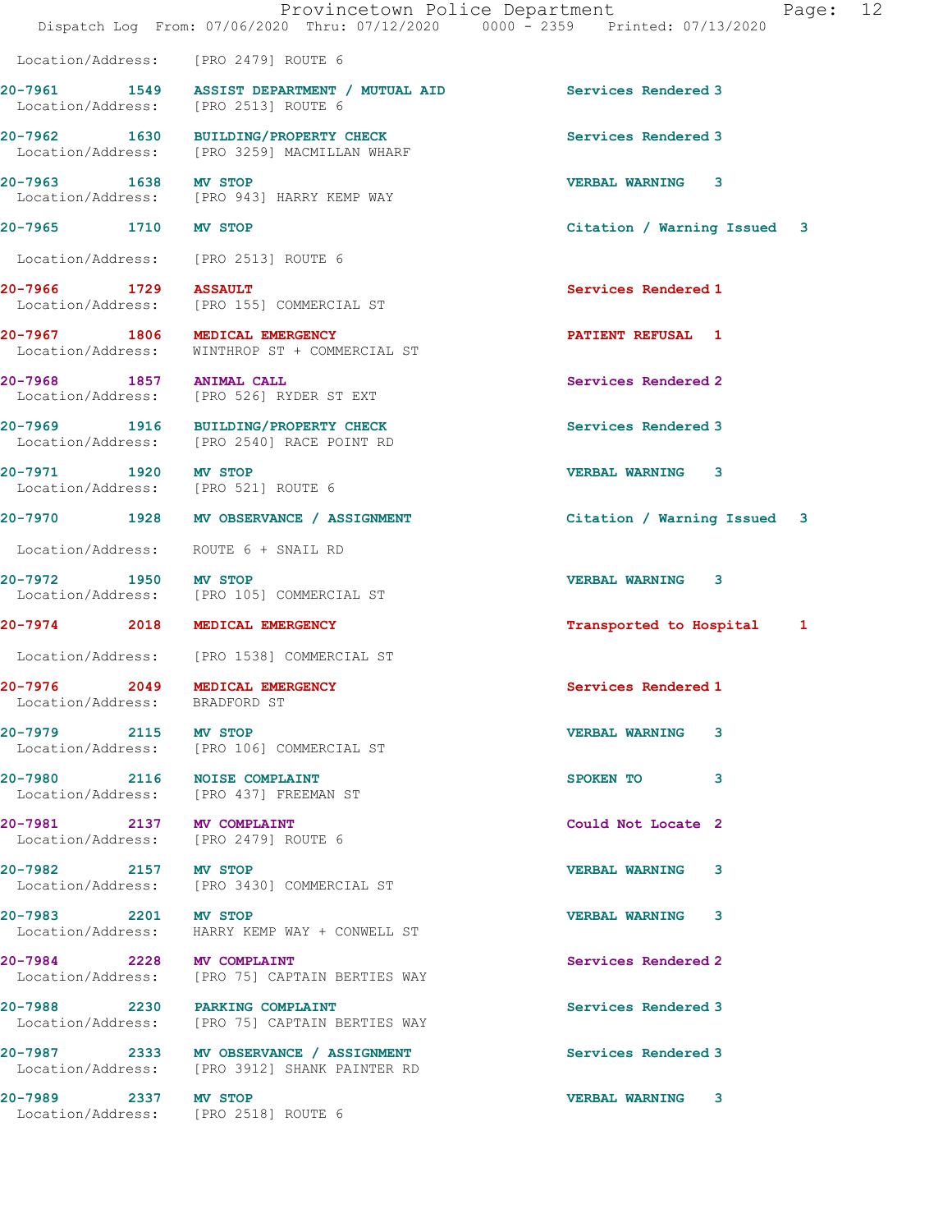Location/Address: [PRO 2479] ROUTE 6

| Call # | Time | Call Type | Disposition | Priority |
|---|---|---|---|---|
| 20-7961 | 1549 | ASSIST DEPARTMENT / MUTUAL AID | Services Rendered | 3 |
| | | Location/Address: [PRO 2513] ROUTE 6 | | |
| 20-7962 | 1630 | BUILDING/PROPERTY CHECK | Services Rendered | 3 |
| | | Location/Address: [PRO 3259] MACMILLAN WHARF | | |
| 20-7963 | 1638 | MV STOP | VERBAL WARNING | 3 |
| | | Location/Address: [PRO 943] HARRY KEMP WAY | | |
| 20-7965 | 1710 | MV STOP | Citation / Warning Issued | 3 |
| | | Location/Address: [PRO 2513] ROUTE 6 | | |
| 20-7966 | 1729 | ASSAULT | Services Rendered | 1 |
| | | Location/Address: [PRO 155] COMMERCIAL ST | | |
| 20-7967 | 1806 | MEDICAL EMERGENCY | PATIENT REFUSAL | 1 |
| | | Location/Address: WINTHROP ST + COMMERCIAL ST | | |
| 20-7968 | 1857 | ANIMAL CALL | Services Rendered | 2 |
| | | Location/Address: [PRO 526] RYDER ST EXT | | |
| 20-7969 | 1916 | BUILDING/PROPERTY CHECK | Services Rendered | 3 |
| | | Location/Address: [PRO 2540] RACE POINT RD | | |
| 20-7971 | 1920 | MV STOP | VERBAL WARNING | 3 |
| | | Location/Address: [PRO 521] ROUTE 6 | | |
| 20-7970 | 1928 | MV OBSERVANCE / ASSIGNMENT | Citation / Warning Issued | 3 |
| | | Location/Address: ROUTE 6 + SNAIL RD | | |
| 20-7972 | 1950 | MV STOP | VERBAL WARNING | 3 |
| | | Location/Address: [PRO 105] COMMERCIAL ST | | |
| 20-7974 | 2018 | MEDICAL EMERGENCY | Transported to Hospital | 1 |
| | | Location/Address: [PRO 1538] COMMERCIAL ST | | |
| 20-7976 | 2049 | MEDICAL EMERGENCY | Services Rendered | 1 |
| | | Location/Address: BRADFORD ST | | |
| 20-7979 | 2115 | MV STOP | VERBAL WARNING | 3 |
| | | Location/Address: [PRO 106] COMMERCIAL ST | | |
| 20-7980 | 2116 | NOISE COMPLAINT | SPOKEN TO | 3 |
| | | Location/Address: [PRO 437] FREEMAN ST | | |
| 20-7981 | 2137 | MV COMPLAINT | Could Not Locate | 2 |
| | | Location/Address: [PRO 2479] ROUTE 6 | | |
| 20-7982 | 2157 | MV STOP | VERBAL WARNING | 3 |
| | | Location/Address: [PRO 3430] COMMERCIAL ST | | |
| 20-7983 | 2201 | MV STOP | VERBAL WARNING | 3 |
| | | Location/Address: HARRY KEMP WAY + CONWELL ST | | |
| 20-7984 | 2228 | MV COMPLAINT | Services Rendered | 2 |
| | | Location/Address: [PRO 75] CAPTAIN BERTIES WAY | | |
| 20-7988 | 2230 | PARKING COMPLAINT | Services Rendered | 3 |
| | | Location/Address: [PRO 75] CAPTAIN BERTIES WAY | | |
| 20-7987 | 2333 | MV OBSERVANCE / ASSIGNMENT | Services Rendered | 3 |
| | | Location/Address: [PRO 3912] SHANK PAINTER RD | | |
| 20-7989 | 2337 | MV STOP | VERBAL WARNING | 3 |
| | | Location/Address: [PRO 2518] ROUTE 6 | | |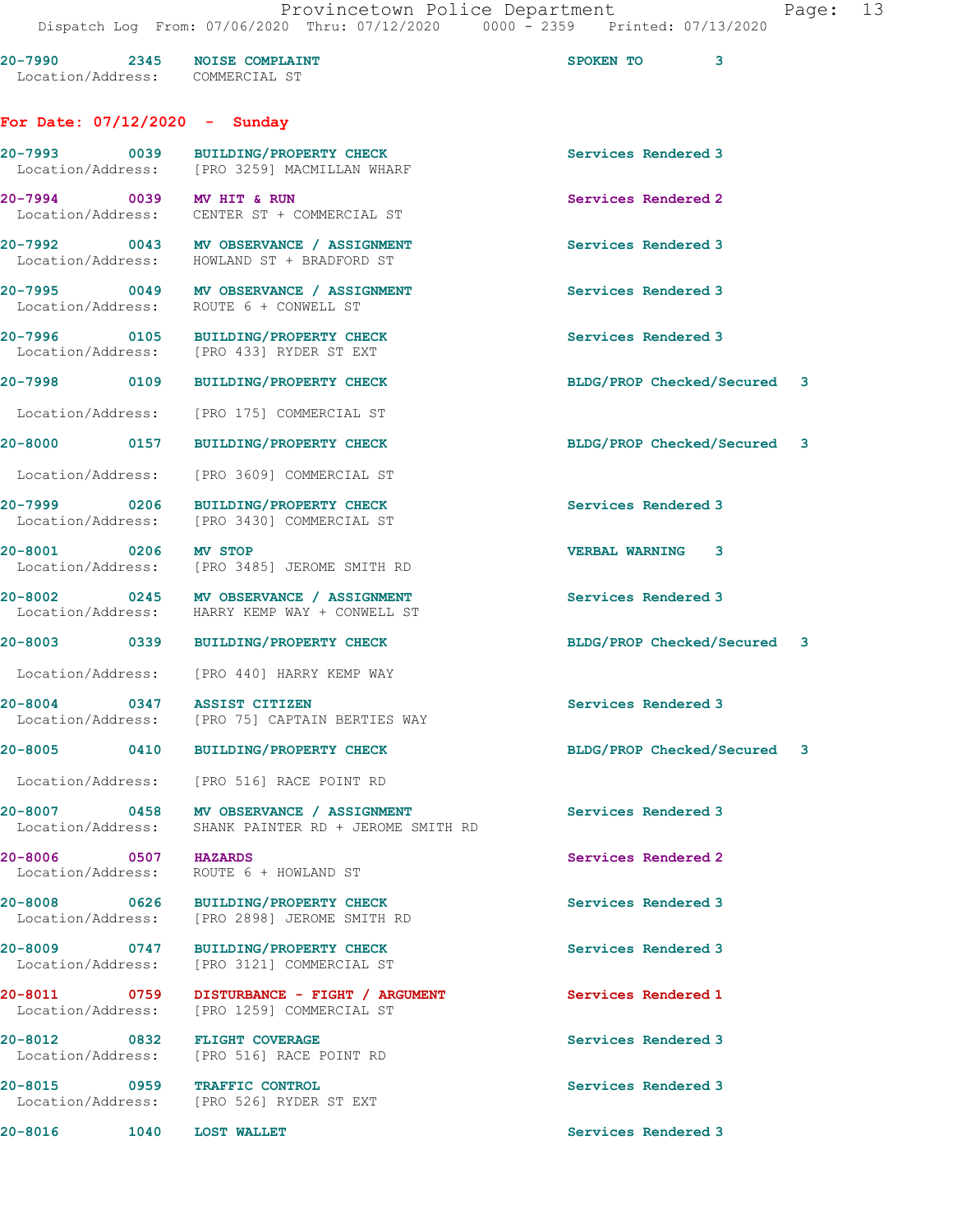20-7990 2345 NOISE COMPLAINT SPOKEN TO 3
Location/Address: COMMERCIAL ST

**For Date: 07/12/2020 - Sunday**

20-7993 0039 BUILDING/PROPERTY CHECK Services Rendered 3
Location/Address: [PRO 3259] MACMILLAN WHARF

20-7994 0039 MV HIT & RUN Services Rendered 2
Location/Address: CENTER ST + COMMERCIAL ST

20-7992 0043 MV OBSERVANCE / ASSIGNMENT Services Rendered 3
Location/Address: HOWLAND ST + BRADFORD ST

20-7995 0049 MV OBSERVANCE / ASSIGNMENT Services Rendered 3
Location/Address: ROUTE 6 + CONWELL ST

20-7996 0105 BUILDING/PROPERTY CHECK Services Rendered 3
Location/Address: [PRO 433] RYDER ST EXT

20-7998 0109 BUILDING/PROPERTY CHECK BLDG/PROP Checked/Secured 3
Location/Address: [PRO 175] COMMERCIAL ST

20-8000 0157 BUILDING/PROPERTY CHECK BLDG/PROP Checked/Secured 3
Location/Address: [PRO 3609] COMMERCIAL ST

20-7999 0206 BUILDING/PROPERTY CHECK Services Rendered 3
Location/Address: [PRO 3430] COMMERCIAL ST

20-8001 0206 MV STOP VERBAL WARNING 3
Location/Address: [PRO 3485] JEROME SMITH RD

20-8002 0245 MV OBSERVANCE / ASSIGNMENT Services Rendered 3
Location/Address: HARRY KEMP WAY + CONWELL ST

20-8003 0339 BUILDING/PROPERTY CHECK BLDG/PROP Checked/Secured 3
Location/Address: [PRO 440] HARRY KEMP WAY

20-8004 0347 ASSIST CITIZEN Services Rendered 3
Location/Address: [PRO 75] CAPTAIN BERTIES WAY

20-8005 0410 BUILDING/PROPERTY CHECK BLDG/PROP Checked/Secured 3
Location/Address: [PRO 516] RACE POINT RD

20-8007 0458 MV OBSERVANCE / ASSIGNMENT Services Rendered 3
Location/Address: SHANK PAINTER RD + JEROME SMITH RD

20-8006 0507 HAZARDS Services Rendered 2
Location/Address: ROUTE 6 + HOWLAND ST

20-8008 0626 BUILDING/PROPERTY CHECK Services Rendered 3
Location/Address: [PRO 2898] JEROME SMITH RD

20-8009 0747 BUILDING/PROPERTY CHECK Services Rendered 3
Location/Address: [PRO 3121] COMMERCIAL ST

20-8011 0759 DISTURBANCE - FIGHT / ARGUMENT Services Rendered 1
Location/Address: [PRO 1259] COMMERCIAL ST

20-8012 0832 FLIGHT COVERAGE Services Rendered 3
Location/Address: [PRO 516] RACE POINT RD

20-8015 0959 TRAFFIC CONTROL Services Rendered 3
Location/Address: [PRO 526] RYDER ST EXT

20-8016 1040 LOST WALLET Services Rendered 3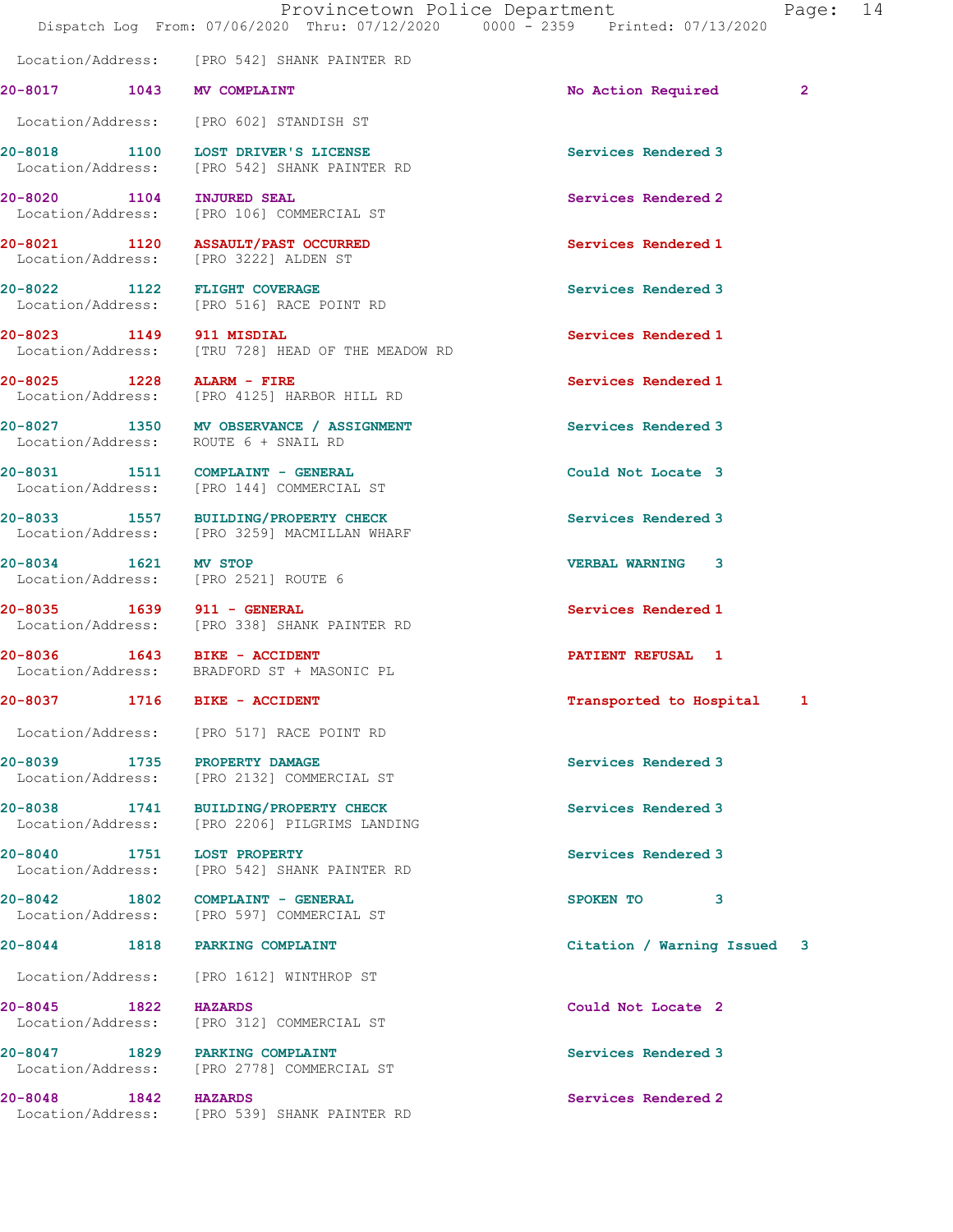Location/Address: [PRO 542] SHANK PAINTER RD

| Call # | Time | Call Type | Disposition | Priority |
|---|---|---|---|---|
| 20-8017 | 1043 | MV COMPLAINT | No Action Required | 2 |

Location/Address: [PRO 602] STANDISH ST

| Call # | Time | Call Type | Disposition | Priority |
|---|---|---|---|---|
| 20-8018 | 1100 | LOST DRIVER'S LICENSE | Services Rendered | 3 |

Location/Address: [PRO 542] SHANK PAINTER RD

| Call # | Time | Call Type | Disposition | Priority |
|---|---|---|---|---|
| 20-8020 | 1104 | INJURED SEAL | Services Rendered | 2 |

Location/Address: [PRO 106] COMMERCIAL ST

| Call # | Time | Call Type | Disposition | Priority |
|---|---|---|---|---|
| 20-8021 | 1120 | ASSAULT/PAST OCCURRED | Services Rendered | 1 |

Location/Address: [PRO 3222] ALDEN ST

| Call # | Time | Call Type | Disposition | Priority |
|---|---|---|---|---|
| 20-8022 | 1122 | FLIGHT COVERAGE | Services Rendered | 3 |

Location/Address: [PRO 516] RACE POINT RD

| Call # | Time | Call Type | Disposition | Priority |
|---|---|---|---|---|
| 20-8023 | 1149 | 911 MISDIAL | Services Rendered | 1 |

Location/Address: [TRU 728] HEAD OF THE MEADOW RD

| Call # | Time | Call Type | Disposition | Priority |
|---|---|---|---|---|
| 20-8025 | 1228 | ALARM - FIRE | Services Rendered | 1 |

Location/Address: [PRO 4125] HARBOR HILL RD

| Call # | Time | Call Type | Disposition | Priority |
|---|---|---|---|---|
| 20-8027 | 1350 | MV OBSERVANCE / ASSIGNMENT | Services Rendered | 3 |

Location/Address: ROUTE 6 + SNAIL RD

| Call # | Time | Call Type | Disposition | Priority |
|---|---|---|---|---|
| 20-8031 | 1511 | COMPLAINT - GENERAL | Could Not Locate | 3 |

Location/Address: [PRO 144] COMMERCIAL ST

| Call # | Time | Call Type | Disposition | Priority |
|---|---|---|---|---|
| 20-8033 | 1557 | BUILDING/PROPERTY CHECK | Services Rendered | 3 |

Location/Address: [PRO 3259] MACMILLAN WHARF

| Call # | Time | Call Type | Disposition | Priority |
|---|---|---|---|---|
| 20-8034 | 1621 | MV STOP | VERBAL WARNING | 3 |

Location/Address: [PRO 2521] ROUTE 6

| Call # | Time | Call Type | Disposition | Priority |
|---|---|---|---|---|
| 20-8035 | 1639 | 911 - GENERAL | Services Rendered | 1 |

Location/Address: [PRO 338] SHANK PAINTER RD

| Call # | Time | Call Type | Disposition | Priority |
|---|---|---|---|---|
| 20-8036 | 1643 | BIKE - ACCIDENT | PATIENT REFUSAL | 1 |

Location/Address: BRADFORD ST + MASONIC PL

| Call # | Time | Call Type | Disposition | Priority |
|---|---|---|---|---|
| 20-8037 | 1716 | BIKE - ACCIDENT | Transported to Hospital | 1 |

Location/Address: [PRO 517] RACE POINT RD

| Call # | Time | Call Type | Disposition | Priority |
|---|---|---|---|---|
| 20-8039 | 1735 | PROPERTY DAMAGE | Services Rendered | 3 |

Location/Address: [PRO 2132] COMMERCIAL ST

| Call # | Time | Call Type | Disposition | Priority |
|---|---|---|---|---|
| 20-8038 | 1741 | BUILDING/PROPERTY CHECK | Services Rendered | 3 |

Location/Address: [PRO 2206] PILGRIMS LANDING

| Call # | Time | Call Type | Disposition | Priority |
|---|---|---|---|---|
| 20-8040 | 1751 | LOST PROPERTY | Services Rendered | 3 |

Location/Address: [PRO 542] SHANK PAINTER RD

| Call # | Time | Call Type | Disposition | Priority |
|---|---|---|---|---|
| 20-8042 | 1802 | COMPLAINT - GENERAL | SPOKEN TO | 3 |

Location/Address: [PRO 597] COMMERCIAL ST

| Call # | Time | Call Type | Disposition | Priority |
|---|---|---|---|---|
| 20-8044 | 1818 | PARKING COMPLAINT | Citation / Warning Issued | 3 |

Location/Address: [PRO 1612] WINTHROP ST

| Call # | Time | Call Type | Disposition | Priority |
|---|---|---|---|---|
| 20-8045 | 1822 | HAZARDS | Could Not Locate | 2 |

Location/Address: [PRO 312] COMMERCIAL ST

| Call # | Time | Call Type | Disposition | Priority |
|---|---|---|---|---|
| 20-8047 | 1829 | PARKING COMPLAINT | Services Rendered | 3 |

Location/Address: [PRO 2778] COMMERCIAL ST

| Call # | Time | Call Type | Disposition | Priority |
|---|---|---|---|---|
| 20-8048 | 1842 | HAZARDS | Services Rendered | 2 |

Location/Address: [PRO 539] SHANK PAINTER RD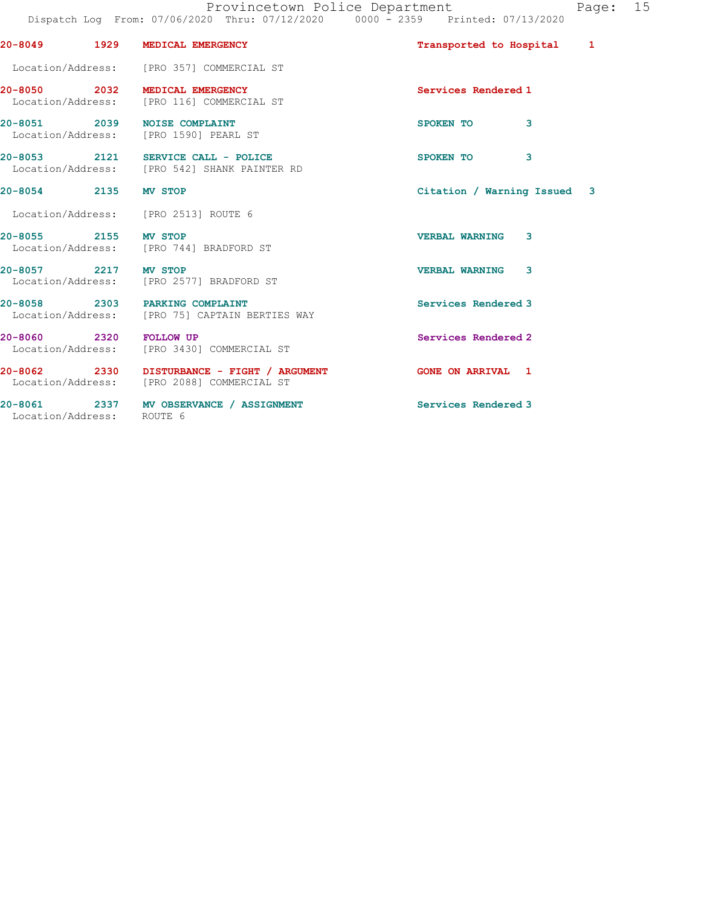| | | | | |
|---|---|---|---|---|
| 20-8049 | 1929 | MEDICAL EMERGENCY | Transported to Hospital | 1 |
| Location/Address: | | [PRO 357] COMMERCIAL ST | | |
| 20-8050 | 2032 | MEDICAL EMERGENCY | Services Rendered | 1 |
| Location/Address: | | [PRO 116] COMMERCIAL ST | | |
| 20-8051 | 2039 | NOISE COMPLAINT | SPOKEN TO | 3 |
| Location/Address: | | [PRO 1590] PEARL ST | | |
| 20-8053 | 2121 | SERVICE CALL - POLICE | SPOKEN TO | 3 |
| Location/Address: | | [PRO 542] SHANK PAINTER RD | | |
| 20-8054 | 2135 | MV STOP | Citation / Warning Issued | 3 |
| Location/Address: | | [PRO 2513] ROUTE 6 | | |
| 20-8055 | 2155 | MV STOP | VERBAL WARNING | 3 |
| Location/Address: | | [PRO 744] BRADFORD ST | | |
| 20-8057 | 2217 | MV STOP | VERBAL WARNING | 3 |
| Location/Address: | | [PRO 2577] BRADFORD ST | | |
| 20-8058 | 2303 | PARKING COMPLAINT | Services Rendered | 3 |
| Location/Address: | | [PRO 75] CAPTAIN BERTIES WAY | | |
| 20-8060 | 2320 | FOLLOW UP | Services Rendered | 2 |
| Location/Address: | | [PRO 3430] COMMERCIAL ST | | |
| 20-8062 | 2330 | DISTURBANCE - FIGHT / ARGUMENT | GONE ON ARRIVAL | 1 |
| Location/Address: | | [PRO 2088] COMMERCIAL ST | | |
| 20-8061 | 2337 | MV OBSERVANCE / ASSIGNMENT | Services Rendered | 3 |
| Location/Address: | | ROUTE 6 | | |